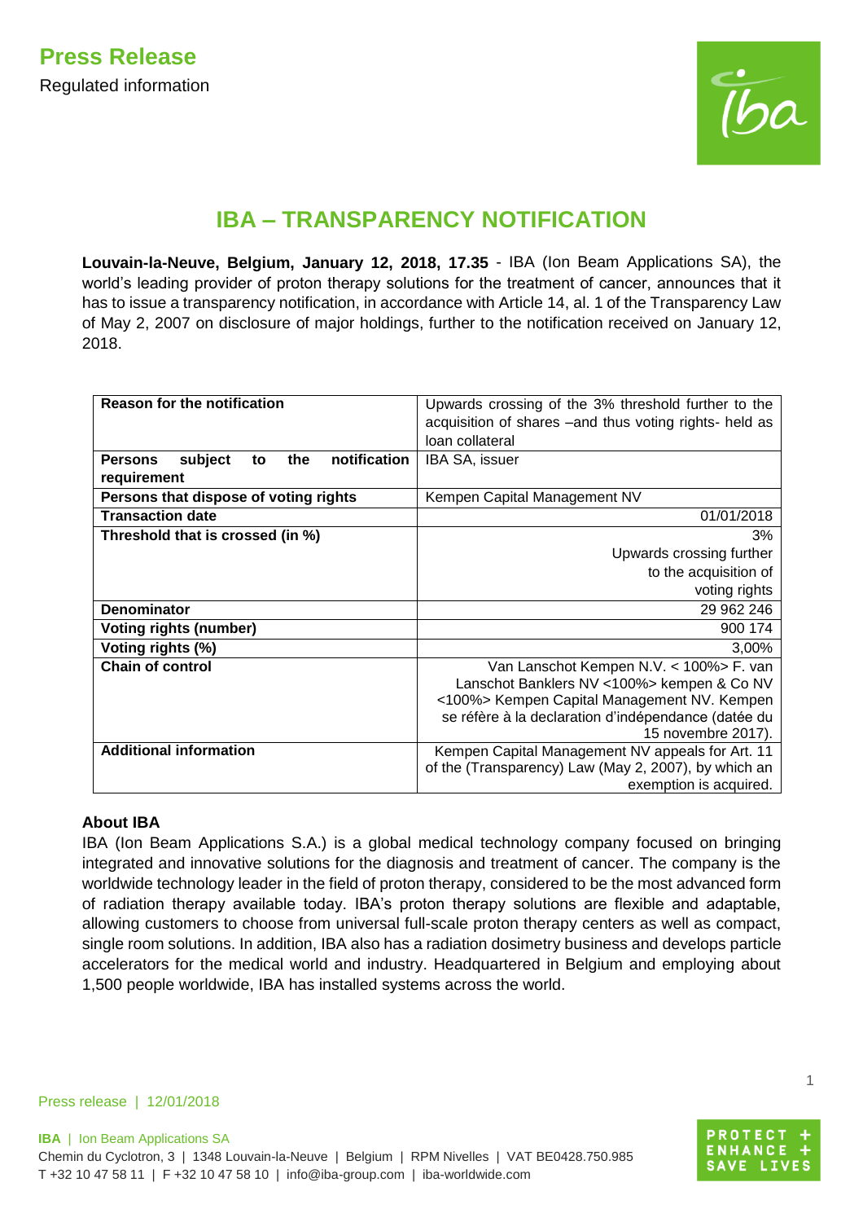**Press Release**

Regulated information

# IBA – TRANSPARENCY NOTIFICATION

**Louvain-la-Neuve, Belgium, January 12, 2018, 17.35** - IBA (Ion Beam Applications SA), the world's leading provider of proton therapy solutions for the treatment of cancer, announces that it has to issue a transparency notification, in accordance with Article 14, al. 1 of the Transparency Law of May 2, 2007 on disclosure of major holdings, further to the notification received on January 12, 2018.

| **Reason for the notification** | Upwards crossing of the 3% threshold further to the acquisition of shares –and thus voting rights- held as loan collateral |
|---|---|
| **Persons subject to the notification requirement** | IBA SA, issuer |
| **Persons that dispose of voting rights** | Kempen Capital Management NV |
| **Transaction date** | 01/01/2018 |
| **Threshold that is crossed (in %)** | 3% Upwards crossing further to the acquisition of voting rights |
| **Denominator** | 29 962 246 |
| **Voting rights (number)** | 900 174 |
| **Voting rights (%)** | 3,00% |
| **Chain of control** | Van Lanschot Kempen N.V. < 100%> F. van Lanschot Banklers NV <100%> kempen & Co NV <100%> Kempen Capital Management NV. Kempen se réfère à la declaration d'indépendance (datée du 15 novembre 2017). |
| **Additional information** | Kempen Capital Management NV appeals for Art. 11 of the (Transparency) Law (May 2, 2007), by which an exemption is acquired. |

**About IBA**

IBA (Ion Beam Applications S.A.) is a global medical technology company focused on bringing integrated and innovative solutions for the diagnosis and treatment of cancer. The company is the worldwide technology leader in the field of proton therapy, considered to be the most advanced form of radiation therapy available today. IBA's proton therapy solutions are flexible and adaptable, allowing customers to choose from universal full-scale proton therapy centers as well as compact, single room solutions. In addition, IBA also has a radiation dosimetry business and develops particle accelerators for the medical world and industry. Headquartered in Belgium and employing about 1,500 people worldwide, IBA has installed systems across the world.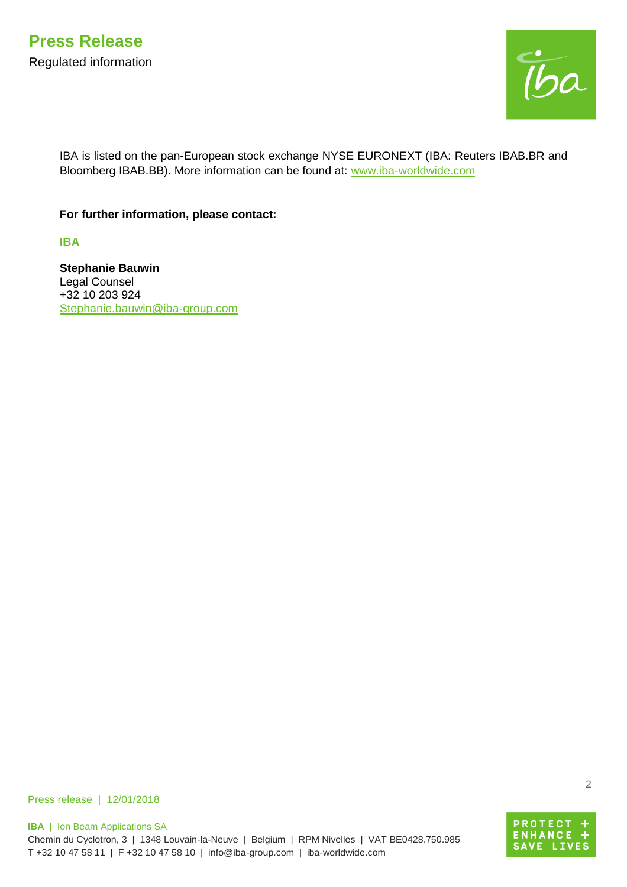IBA is listed on the pan-European stock exchange NYSE EURONEXT (IBA: Reuters IBAB.BR and Bloomberg IBAB.BB). More information can be found at: www.iba-worldwide.com

**For further information, please contact:**

**IBA**

**Stephanie Bauwin**
Legal Counsel
+32 10 203 924
Stephanie.bauwin@iba-group.com